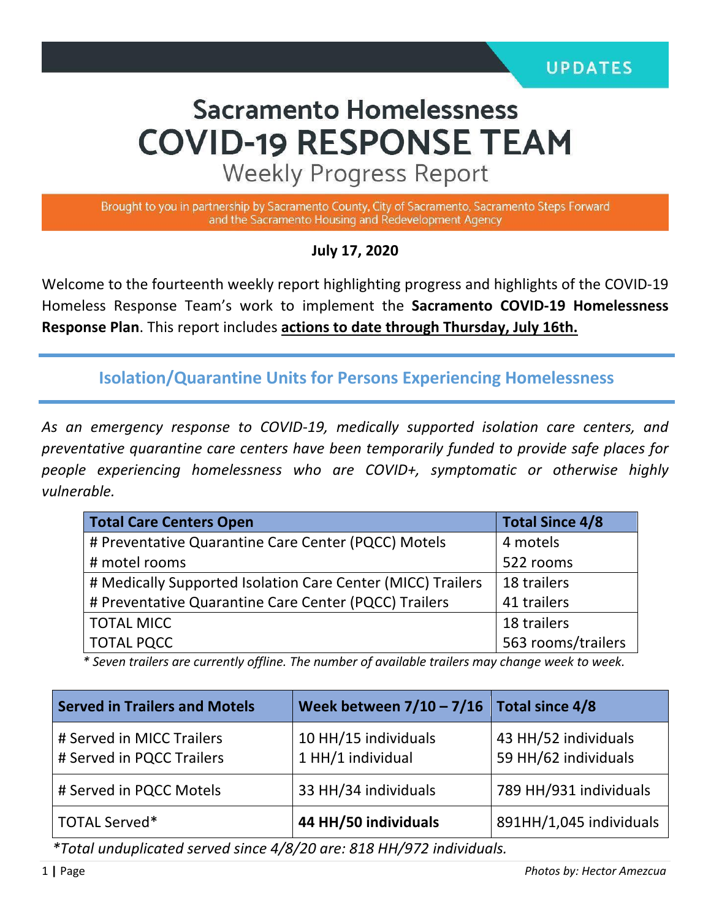UPDATES

# Sacramento Homelessness COVID-19 RESPONSE TEAM

## Weekly Progress Report

Brought to you in partnership by Sacramento County, City of Sacramento, Sacramento Steps Forward and the Sacramento Housing and Redevelopment Agency

**July 17, 2020**

Welcome to the fourteenth weekly report highlighting progress and highlights of the COVID-19 Homeless Response Team's work to implement the **Sacramento COVID-19 Homelessness Response Plan**. This report includes **actions to date through Thursday, July 16th.**

## Isolation/Quarantine Units for Persons Experiencing Homelessness

*As an emergency response to COVID-19, medically supported isolation care centers, and preventative quarantine care centers have been temporarily funded to provide safe places for people experiencing homelessness who are COVID+, symptomatic or otherwise highly vulnerable.*

| Total Care Centers Open | Total Since 4/8 |
|---|---|
| # Preventative Quarantine Care Center (PQCC) Motels<br># motel rooms | 4 motels<br>522 rooms |
| # Medically Supported Isolation Care Center (MICC) Trailers<br># Preventative Quarantine Care Center (PQCC) Trailers | 18 trailers<br>41 trailers |
| TOTAL MICC<br>TOTAL PQCC | 18 trailers<br>563 rooms/trailers |

*\* Seven trailers are currently offline. The number of available trailers may change week to week.*

| Served in Trailers and Motels | Week between 7/10 – 7/16 | Total since 4/8 |
|---|---|---|
| # Served in MICC Trailers<br># Served in PQCC Trailers | 10 HH/15 individuals<br>1 HH/1 individual | 43 HH/52 individuals<br>59 HH/62 individuals |
| # Served in PQCC Motels | 33 HH/34 individuals | 789 HH/931 individuals |
| TOTAL Served* | **44 HH/50 individuals** | 891HH/1,045 individuals |

*\*Total unduplicated served since 4/8/20 are: 818 HH/972 individuals.*

*Photos by: Hector Amezcua*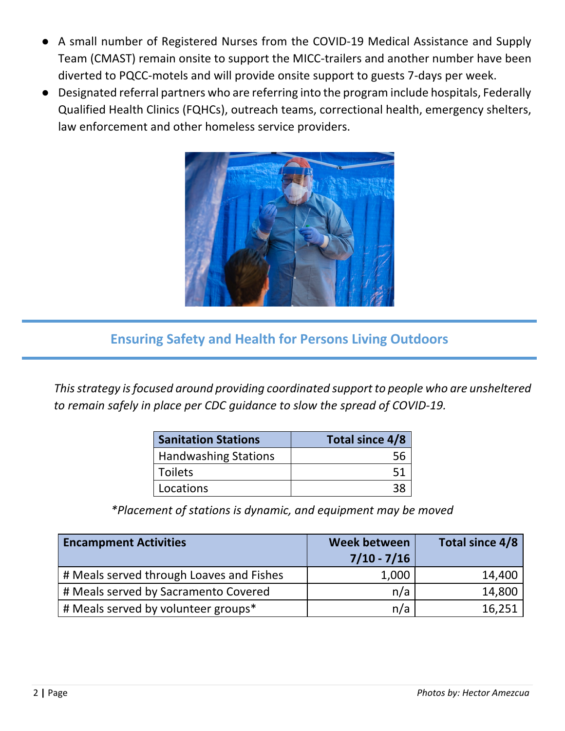- A small number of Registered Nurses from the COVID-19 Medical Assistance and Supply Team (CMAST) remain onsite to support the MICC-trailers and another number have been diverted to PQCC-motels and will provide onsite support to guests 7-days per week.
- Designated referral partners who are referring into the program include hospitals, Federally Qualified Health Clinics (FQHCs), outreach teams, correctional health, emergency shelters, law enforcement and other homeless service providers.

## Ensuring Safety and Health for Persons Living Outdoors

*This strategy is focused around providing coordinated support to people who are unsheltered to remain safely in place per CDC guidance to slow the spread of COVID-19.*

| Sanitation Stations | Total since 4/8 |
|---|---|
| Handwashing Stations | 56 |
| Toilets | 51 |
| Locations | 38 |

*\*Placement of stations is dynamic, and equipment may be moved*

| Encampment Activities | Week between 7/10 - 7/16 | Total since 4/8 |
|---|---|---|
| # Meals served through Loaves and Fishes | 1,000 | 14,400 |
| # Meals served by Sacramento Covered | n/a | 14,800 |
| # Meals served by volunteer groups* | n/a | 16,251 |

*Photos by: Hector Amezcua*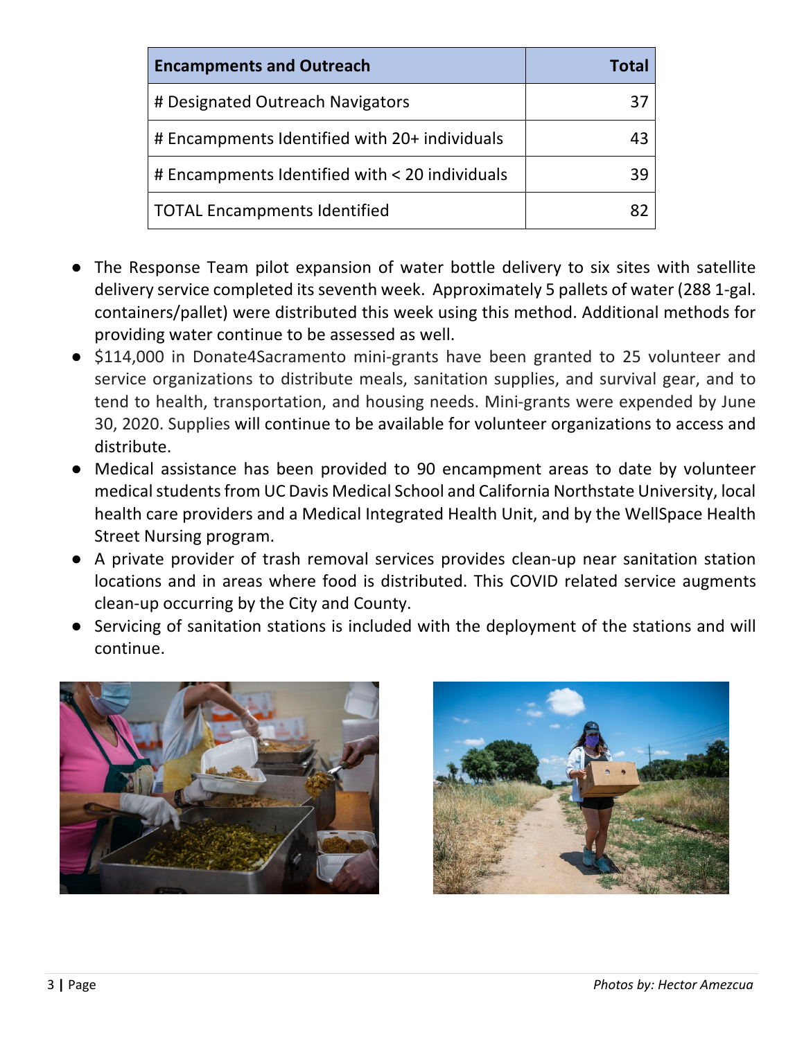| Encampments and Outreach | Total |
|---|---|
| # Designated Outreach Navigators | 37 |
| # Encampments Identified with 20+ individuals | 43 |
| # Encampments Identified with < 20 individuals | 39 |
| TOTAL Encampments Identified | 82 |

- The Response Team pilot expansion of water bottle delivery to six sites with satellite delivery service completed its seventh week. Approximately 5 pallets of water (288 1-gal. containers/pallet) were distributed this week using this method. Additional methods for providing water continue to be assessed as well.
- $114,000 in Donate4Sacramento mini-grants have been granted to 25 volunteer and service organizations to distribute meals, sanitation supplies, and survival gear, and to tend to health, transportation, and housing needs. Mini-grants were expended by June 30, 2020. Supplies will continue to be available for volunteer organizations to access and distribute.
- Medical assistance has been provided to 90 encampment areas to date by volunteer medical students from UC Davis Medical School and California Northstate University, local health care providers and a Medical Integrated Health Unit, and by the WellSpace Health Street Nursing program.
- A private provider of trash removal services provides clean-up near sanitation station locations and in areas where food is distributed. This COVID related service augments clean-up occurring by the City and County.
- Servicing of sanitation stations is included with the deployment of the stations and will continue.

*Photos by: Hector Amezcua*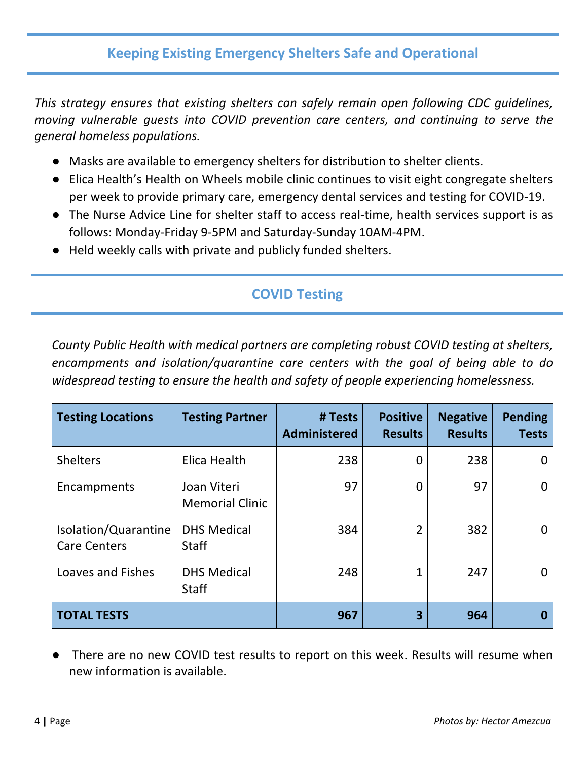## Keeping Existing Emergency Shelters Safe and Operational

*This strategy ensures that existing shelters can safely remain open following CDC guidelines, moving vulnerable guests into COVID prevention care centers, and continuing to serve the general homeless populations.*

- Masks are available to emergency shelters for distribution to shelter clients.
- Elica Health's Health on Wheels mobile clinic continues to visit eight congregate shelters per week to provide primary care, emergency dental services and testing for COVID-19.
- The Nurse Advice Line for shelter staff to access real-time, health services support is as follows: Monday-Friday 9-5PM and Saturday-Sunday 10AM-4PM.
- Held weekly calls with private and publicly funded shelters.

## COVID Testing

*County Public Health with medical partners are completing robust COVID testing at shelters, encampments and isolation/quarantine care centers with the goal of being able to do widespread testing to ensure the health and safety of people experiencing homelessness.*

| Testing Locations | Testing Partner | # Tests Administered | Positive Results | Negative Results | Pending Tests |
|---|---|---:|---:|---:|---:|
| Shelters | Elica Health | 238 | 0 | 238 | 0 |
| Encampments | Joan Viteri Memorial Clinic | 97 | 0 | 97 | 0 |
| Isolation/Quarantine Care Centers | DHS Medical Staff | 384 | 2 | 382 | 0 |
| Loaves and Fishes | DHS Medical Staff | 248 | 1 | 247 | 0 |
| **TOTAL TESTS** | | **967** | **3** | **964** | **0** |

- There are no new COVID test results to report on this week. Results will resume when new information is available.

*Photos by: Hector Amezcua*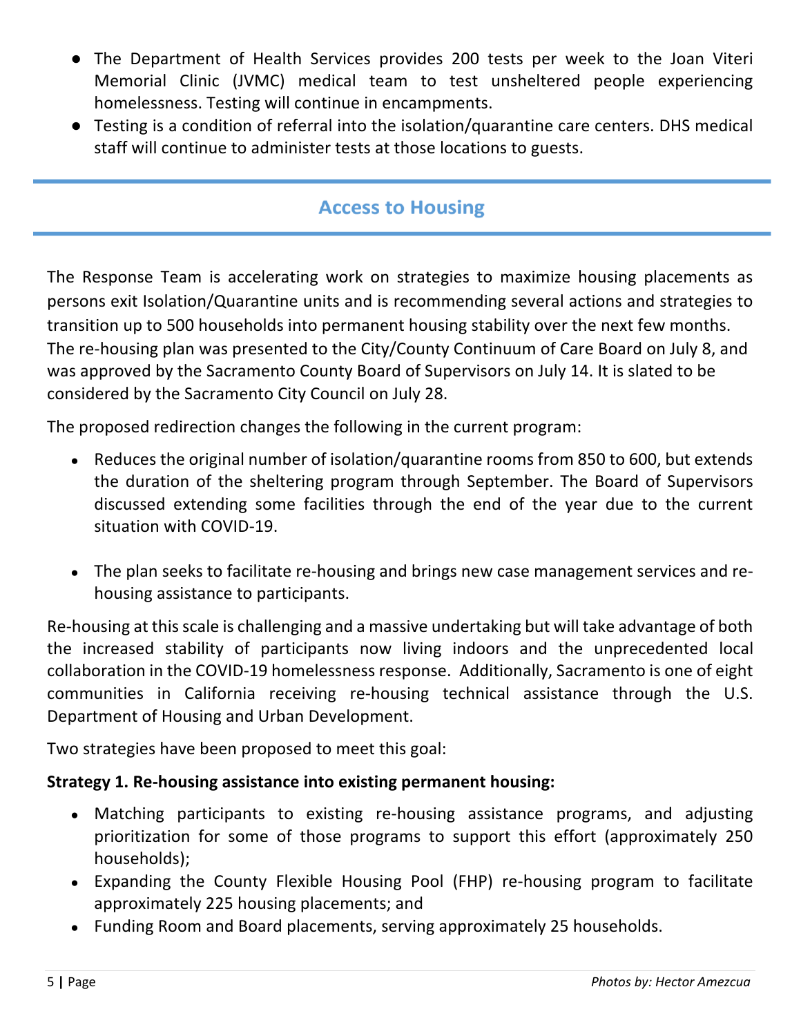- The Department of Health Services provides 200 tests per week to the Joan Viteri Memorial Clinic (JVMC) medical team to test unsheltered people experiencing homelessness. Testing will continue in encampments.
- Testing is a condition of referral into the isolation/quarantine care centers. DHS medical staff will continue to administer tests at those locations to guests.

## Access to Housing

The Response Team is accelerating work on strategies to maximize housing placements as persons exit Isolation/Quarantine units and is recommending several actions and strategies to transition up to 500 households into permanent housing stability over the next few months. The re-housing plan was presented to the City/County Continuum of Care Board on July 8, and was approved by the Sacramento County Board of Supervisors on July 14. It is slated to be considered by the Sacramento City Council on July 28.

The proposed redirection changes the following in the current program:

- Reduces the original number of isolation/quarantine rooms from 850 to 600, but extends the duration of the sheltering program through September. The Board of Supervisors discussed extending some facilities through the end of the year due to the current situation with COVID-19.

- The plan seeks to facilitate re-housing and brings new case management services and re-housing assistance to participants.

Re-housing at this scale is challenging and a massive undertaking but will take advantage of both the increased stability of participants now living indoors and the unprecedented local collaboration in the COVID-19 homelessness response. Additionally, Sacramento is one of eight communities in California receiving re-housing technical assistance through the U.S. Department of Housing and Urban Development.

Two strategies have been proposed to meet this goal:

**Strategy 1. Re-housing assistance into existing permanent housing:**

- Matching participants to existing re-housing assistance programs, and adjusting prioritization for some of those programs to support this effort (approximately 250 households);
- Expanding the County Flexible Housing Pool (FHP) re-housing program to facilitate approximately 225 housing placements; and
- Funding Room and Board placements, serving approximately 25 households.

*Photos by: Hector Amezcua*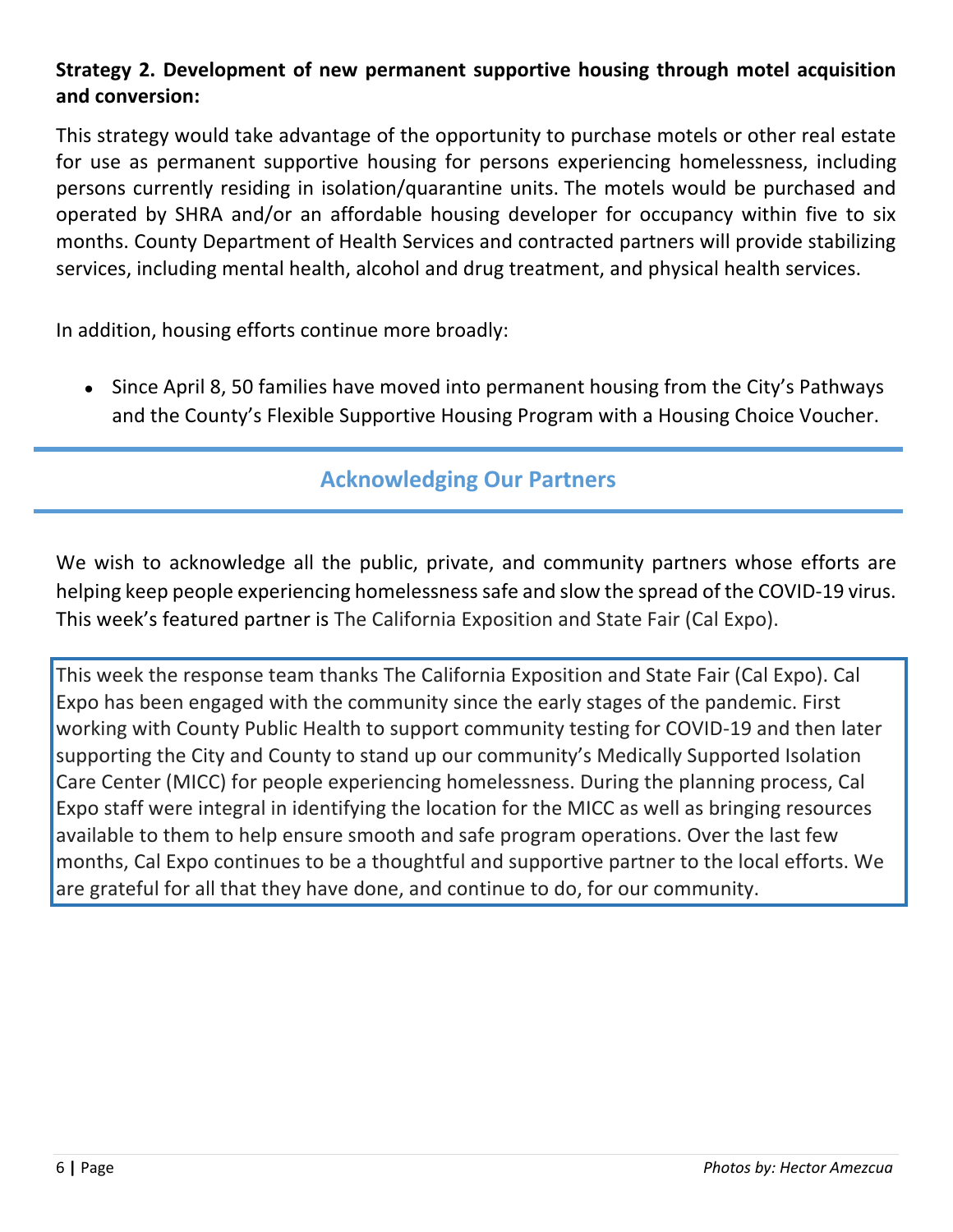**Strategy 2. Development of new permanent supportive housing through motel acquisition and conversion:**

This strategy would take advantage of the opportunity to purchase motels or other real estate for use as permanent supportive housing for persons experiencing homelessness, including persons currently residing in isolation/quarantine units. The motels would be purchased and operated by SHRA and/or an affordable housing developer for occupancy within five to six months. County Department of Health Services and contracted partners will provide stabilizing services, including mental health, alcohol and drug treatment, and physical health services.

In addition, housing efforts continue more broadly:

- Since April 8, 50 families have moved into permanent housing from the City's Pathways and the County's Flexible Supportive Housing Program with a Housing Choice Voucher.

## Acknowledging Our Partners

We wish to acknowledge all the public, private, and community partners whose efforts are helping keep people experiencing homelessness safe and slow the spread of the COVID-19 virus. This week's featured partner is The California Exposition and State Fair (Cal Expo).

This week the response team thanks The California Exposition and State Fair (Cal Expo). Cal Expo has been engaged with the community since the early stages of the pandemic. First working with County Public Health to support community testing for COVID-19 and then later supporting the City and County to stand up our community's Medically Supported Isolation Care Center (MICC) for people experiencing homelessness. During the planning process, Cal Expo staff were integral in identifying the location for the MICC as well as bringing resources available to them to help ensure smooth and safe program operations. Over the last few months, Cal Expo continues to be a thoughtful and supportive partner to the local efforts. We are grateful for all that they have done, and continue to do, for our community.

*Photos by: Hector Amezcua*